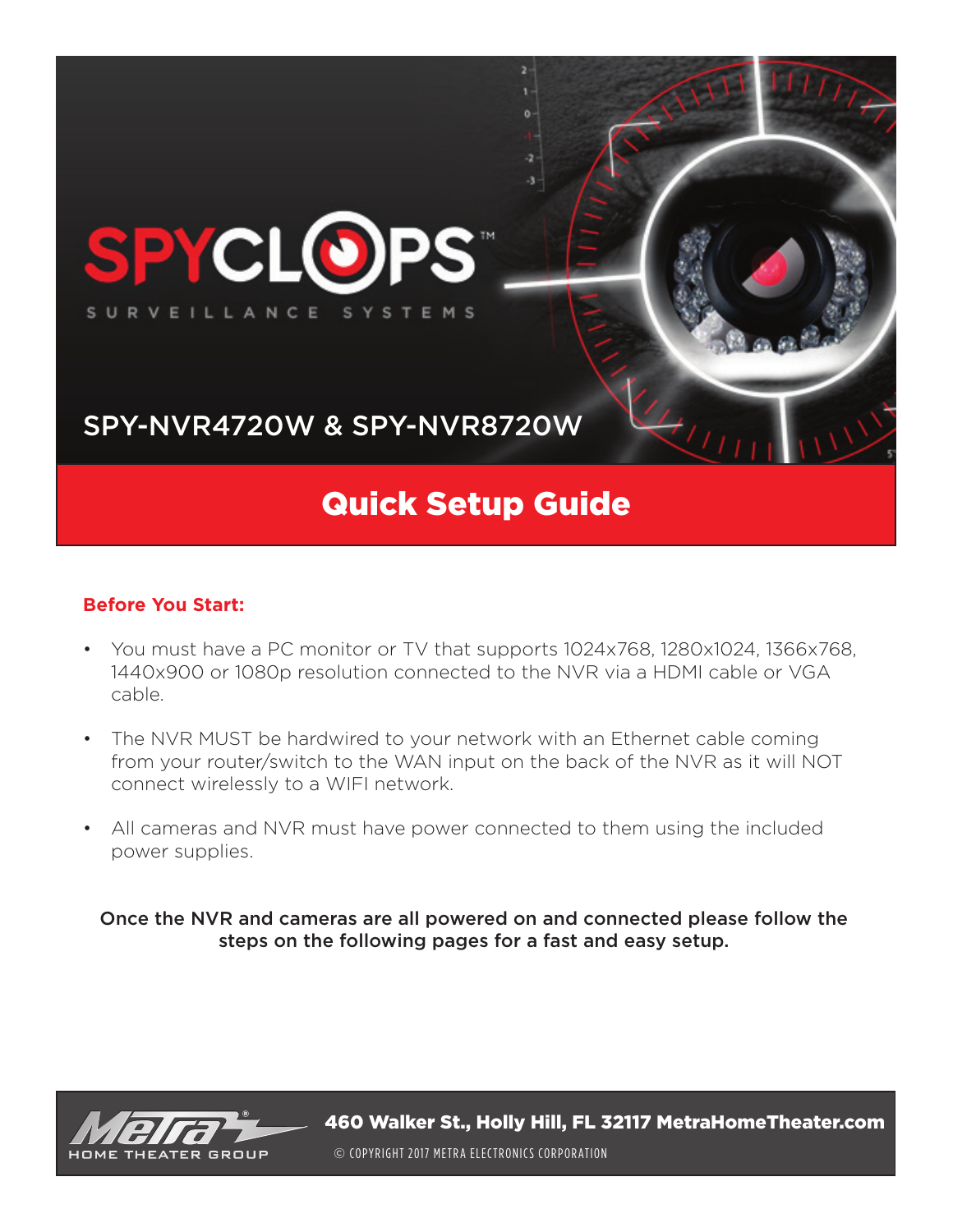# SPYCLOPS™

SURVEILLANCE SYSTEMS

## SPY-NVR4720W & SPY-NVR8720W

# Quick Setup Guide

### Before You Start:

- You must have a PC monitor or TV that supports 1024x768, 1280x1024, 1366x768, 1440x900 or 1080p resolution connected to the NVR via a HDMI cable or VGA cable.
- The NVR MUST be hardwired to your network with an Ethernet cable coming from your router/switch to the WAN input on the back of the NVR as it will NOT connect wirelessly to a WIFI network.
- All cameras and NVR must have power connected to them using the included power supplies.

**Once the NVR and cameras are all powered on and connected please follow the steps on the following pages for a fast and easy setup.**

Metra® HOME THEATER GROUP

**460 Walker St., Holly Hill, FL 32117 MetraHomeTheater.com**

© COPYRIGHT 2017 METRA ELECTRONICS CORPORATION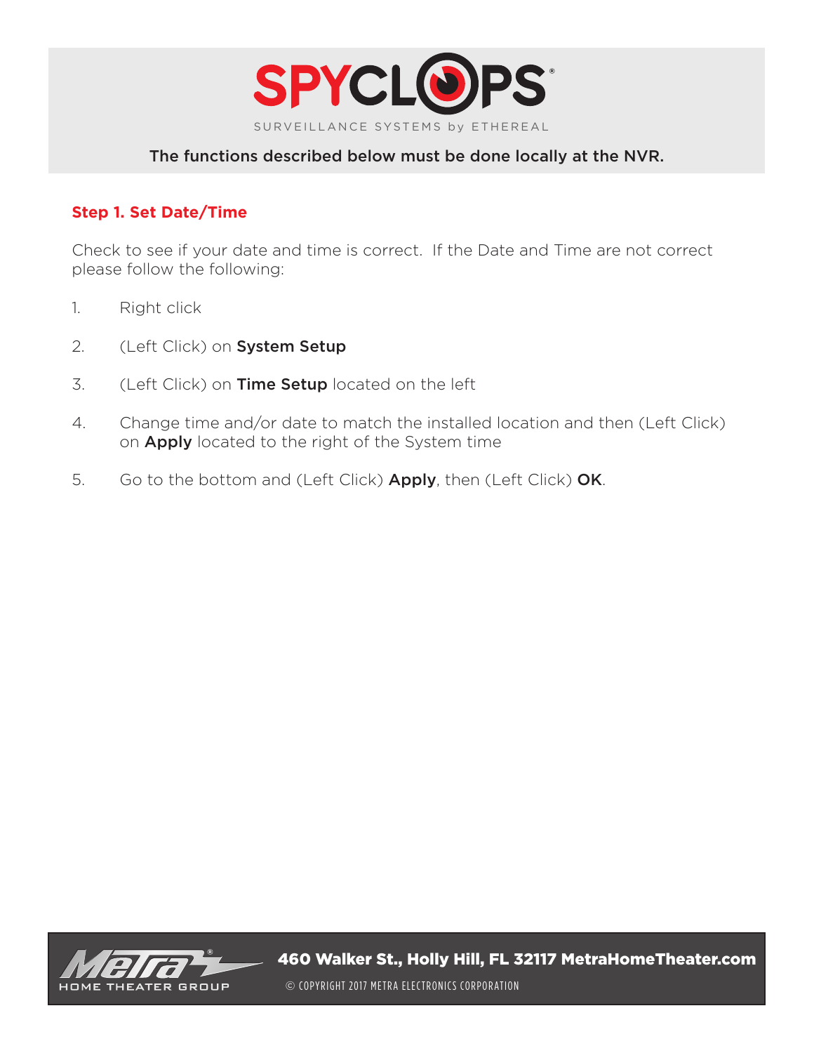The functions described below must be done locally at the NVR.

## Step 1. Set Date/Time

Check to see if your date and time is correct. If the Date and Time are not correct please follow the following:

1. Right click
2. (Left Click) on **System Setup**
3. (Left Click) on **Time Setup** located on the left
4. Change time and/or date to match the installed location and then (Left Click) on **Apply** located to the right of the System time
5. Go to the bottom and (Left Click) **Apply**, then (Left Click) **OK**.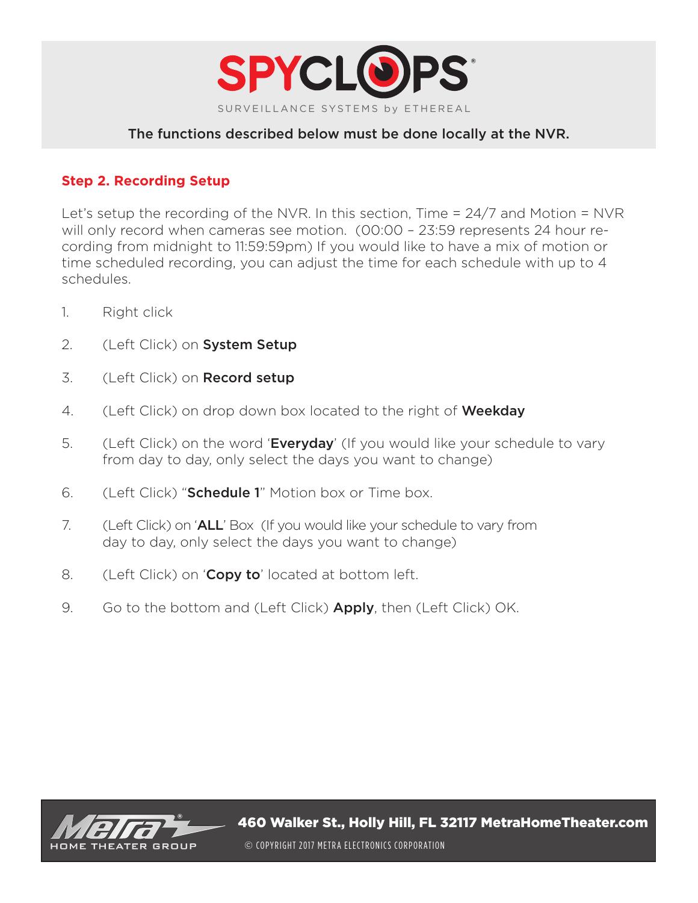SPYCLOPS®

SURVEILLANCE SYSTEMS by ETHEREAL

The functions described below must be done locally at the NVR.

## Step 2. Recording Setup

Let's setup the recording of the NVR. In this section, Time = 24/7 and Motion = NVR will only record when cameras see motion. (00:00 – 23:59 represents 24 hour recording from midnight to 11:59:59pm) If you would like to have a mix of motion or time scheduled recording, you can adjust the time for each schedule with up to 4 schedules.

1. Right click
2. (Left Click) on **System Setup**
3. (Left Click) on **Record setup**
4. (Left Click) on drop down box located to the right of **Weekday**
5. (Left Click) on the word '**Everyday**' (If you would like your schedule to vary from day to day, only select the days you want to change)
6. (Left Click) "**Schedule 1**" Motion box or Time box.
7. (Left Click) on '**ALL**' Box (If you would like your schedule to vary from day to day, only select the days you want to change)
8. (Left Click) on '**Copy to**' located at bottom left.
9. Go to the bottom and (Left Click) **Apply**, then (Left Click) OK.

Metra® HOME THEATER GROUP

**460 Walker St., Holly Hill, FL 32117 MetraHomeTheater.com**

© COPYRIGHT 2017 METRA ELECTRONICS CORPORATION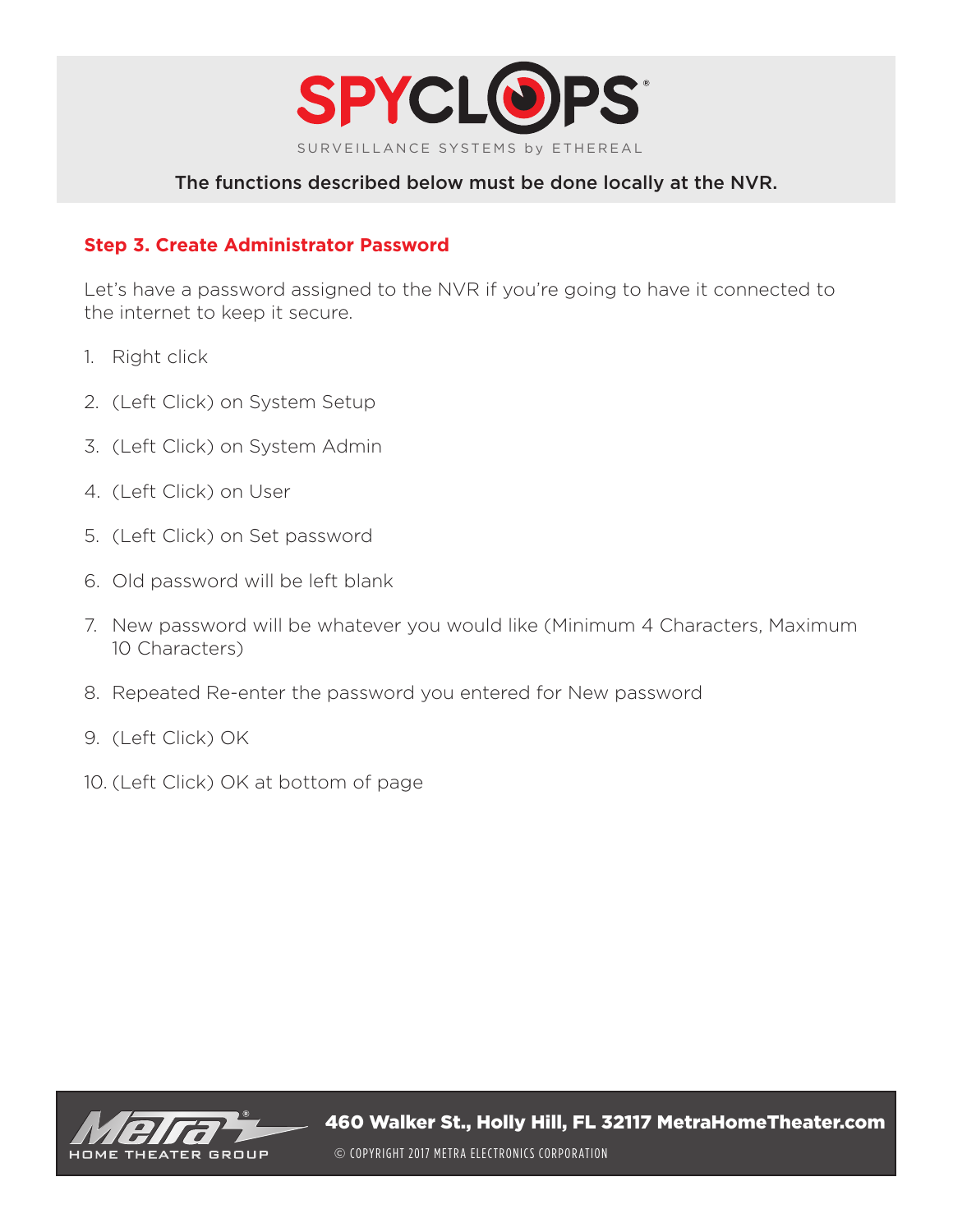# SPYCLOPS

SURVEILLANCE SYSTEMS by ETHEREAL

The functions described below must be done locally at the NVR.

## Step 3. Create Administrator Password

Let's have a password assigned to the NVR if you're going to have it connected to the internet to keep it secure.

1. Right click
2. (Left Click) on System Setup
3. (Left Click) on System Admin
4. (Left Click) on User
5. (Left Click) on Set password
6. Old password will be left blank
7. New password will be whatever you would like (Minimum 4 Characters, Maximum 10 Characters)
8. Repeated Re-enter the password you entered for New password
9. (Left Click) OK
10. (Left Click) OK at bottom of page

Metra HOME THEATER GROUP

460 Walker St., Holly Hill, FL 32117 MetraHomeTheater.com

© COPYRIGHT 2017 METRA ELECTRONICS CORPORATION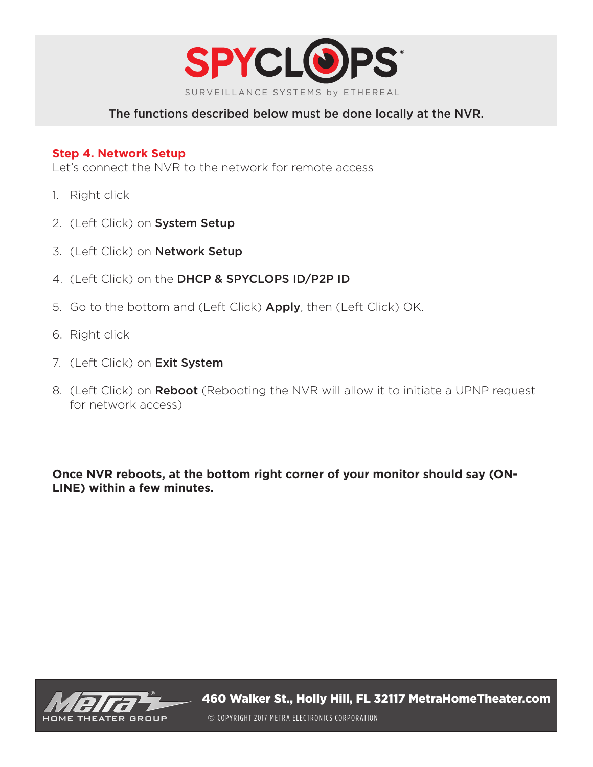SPYCLOPS

SURVEILLANCE SYSTEMS by ETHEREAL

The functions described below must be done locally at the NVR.

## Step 4. Network Setup

Let's connect the NVR to the network for remote access

1. Right click
2. (Left Click) on **System Setup**
3. (Left Click) on **Network Setup**
4. (Left Click) on the **DHCP & SPYCLOPS ID/P2P ID**
5. Go to the bottom and (Left Click) **Apply**, then (Left Click) OK.
6. Right click
7. (Left Click) on **Exit System**
8. (Left Click) on **Reboot** (Rebooting the NVR will allow it to initiate a UPNP request for network access)

**Once NVR reboots, at the bottom right corner of your monitor should say (ON-LINE) within a few minutes.**

Metra HOME THEATER GROUP

460 Walker St., Holly Hill, FL 32117 MetraHomeTheater.com

© COPYRIGHT 2017 METRA ELECTRONICS CORPORATION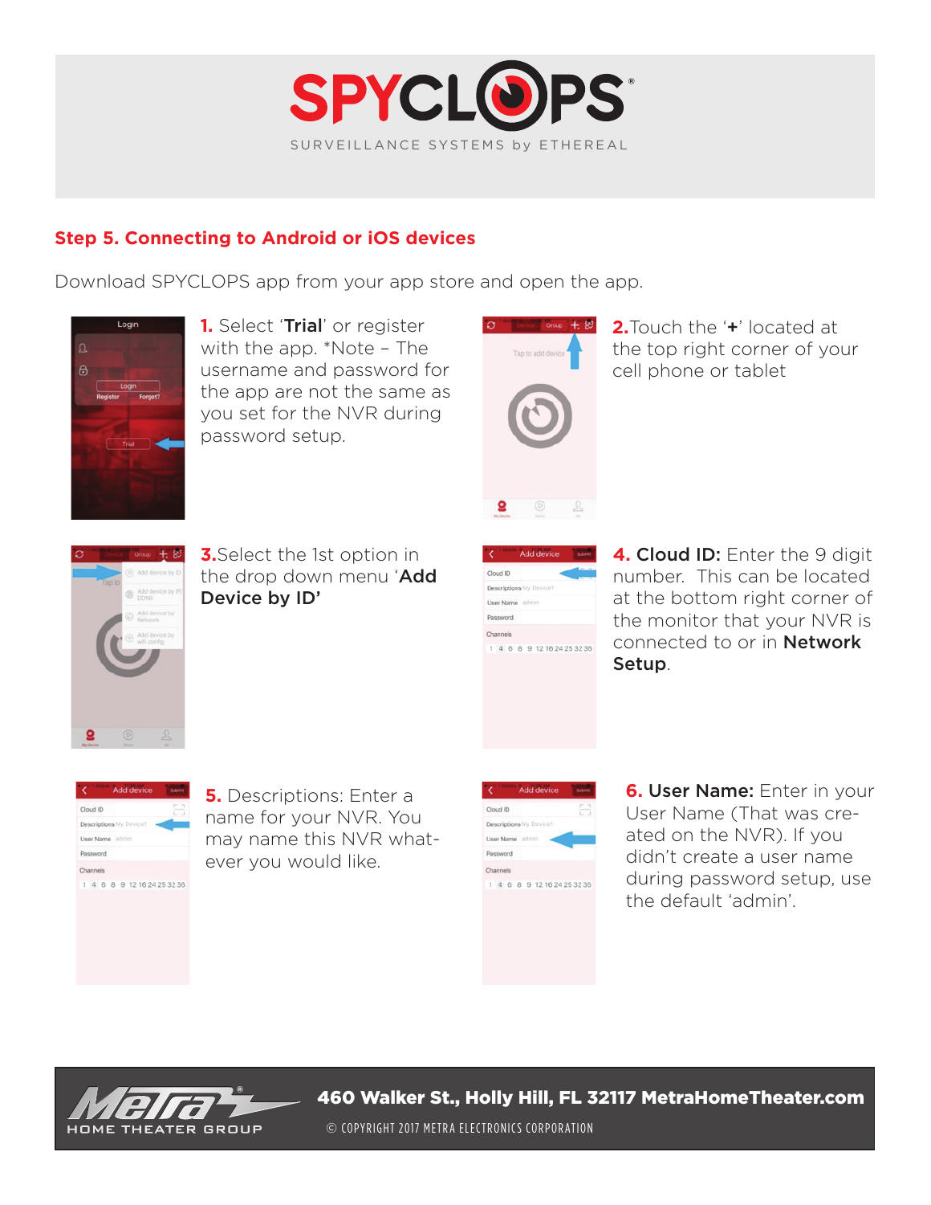# SPYCLOPS®

SURVEILLANCE SYSTEMS by ETHEREAL

## Step 5. Connecting to Android or iOS devices

Download SPYCLOPS app from your app store and open the app.

**1.** Select '**Trial**' or register with the app. *Note – The username and password for the app are not the same as you set for the NVR during password setup.

**2.** Touch the '**+**' located at the top right corner of your cell phone or tablet

**3.** Select the 1st option in the drop down menu '**Add Device by ID'**

**4. Cloud ID:** Enter the 9 digit number. This can be located at the bottom right corner of the monitor that your NVR is connected to or in **Network Setup**.

**5.** Descriptions: Enter a name for your NVR. You may name this NVR whatever you would like.

**6. User Name:** Enter in your User Name (That was created on the NVR). If you didn't create a user name during password setup, use the default 'admin'.

460 Walker St., Holly Hill, FL 32117 MetraHomeTheater.com

© COPYRIGHT 2017 METRA ELECTRONICS CORPORATION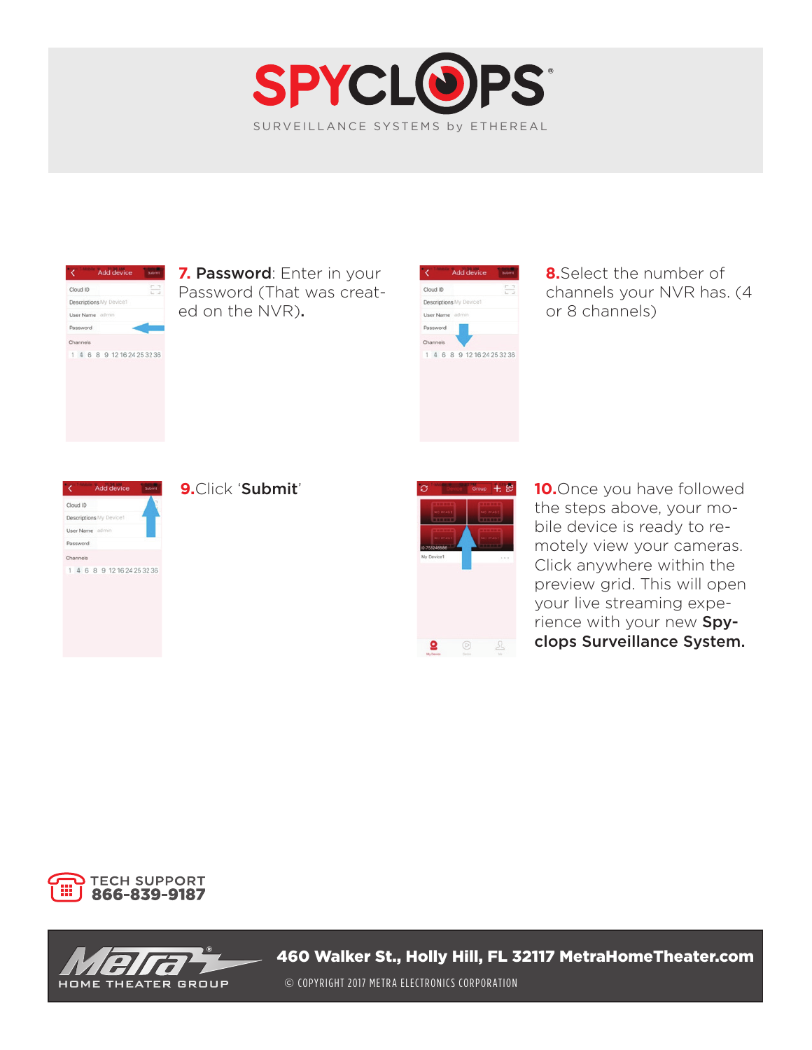# SPYCLOPS®

SURVEILLANCE SYSTEMS by ETHEREAL

**7. Password**: Enter in your Password (That was created on the NVR).

**8.** Select the number of channels your NVR has. (4 or 8 channels)

**9.** Click '**Submit**'

**10.** Once you have followed the steps above, your mobile device is ready to remotely view your cameras. Click anywhere within the preview grid. This will open your live streaming experience with your new **Spyclops Surveillance System.**

TECH SUPPORT
**866-839-9187**

Metra® HOME THEATER GROUP

**460 Walker St., Holly Hill, FL 32117 MetraHomeTheater.com**

© COPYRIGHT 2017 METRA ELECTRONICS CORPORATION